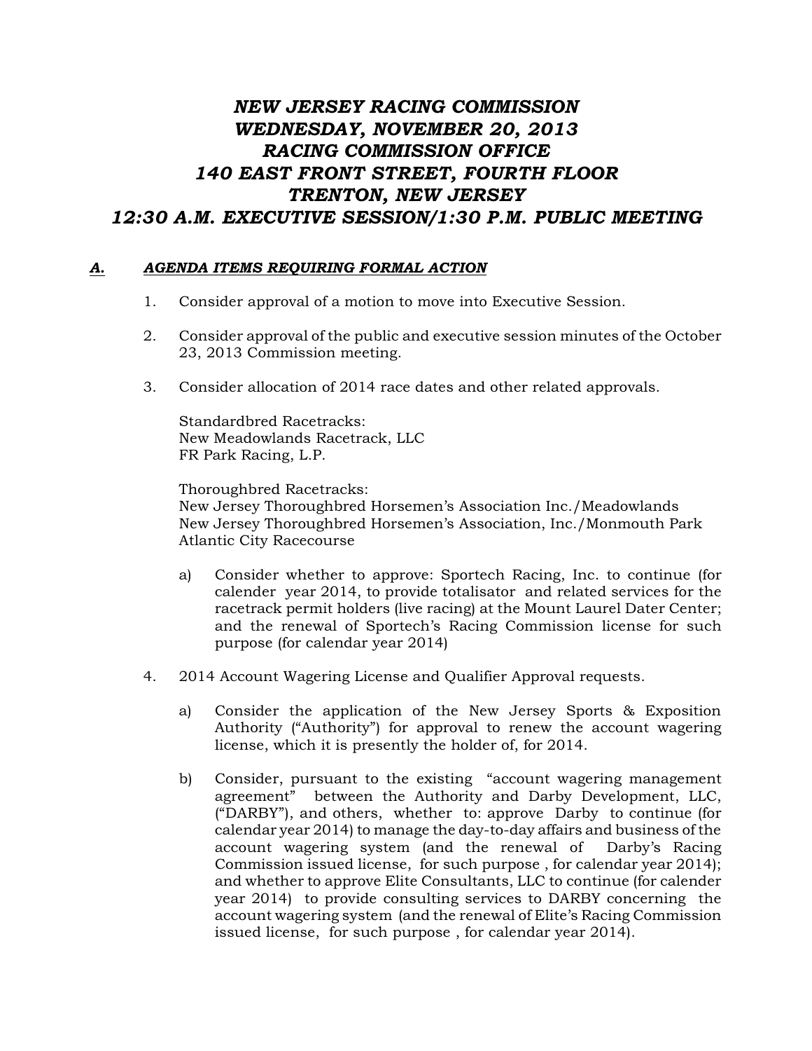# *NEW JERSEY RACING COMMISSION*
# *WEDNESDAY, NOVEMBER 20, 2013*
# *RACING COMMISSION OFFICE*
# *140 EAST FRONT STREET, FOURTH FLOOR*
# *TRENTON, NEW JERSEY*
# *12:30 A.M. EXECUTIVE SESSION/1:30 P.M. PUBLIC MEETING*

## ***A. AGENDA ITEMS REQUIRING FORMAL ACTION***

1. Consider approval of a motion to move into Executive Session.

2. Consider approval of the public and executive session minutes of the October 23, 2013 Commission meeting.

3. Consider allocation of 2014 race dates and other related approvals.

   Standardbred Racetracks:
   New Meadowlands Racetrack, LLC
   FR Park Racing, L.P.

   Thoroughbred Racetracks:
   New Jersey Thoroughbred Horsemen's Association Inc./Meadowlands
   New Jersey Thoroughbred Horsemen's Association, Inc./Monmouth Park
   Atlantic City Racecourse

   a) Consider whether to approve: Sportech Racing, Inc. to continue (for calender year 2014, to provide totalisator and related services for the racetrack permit holders (live racing) at the Mount Laurel Dater Center; and the renewal of Sportech's Racing Commission license for such purpose (for calendar year 2014)

4. 2014 Account Wagering License and Qualifier Approval requests.

   a) Consider the application of the New Jersey Sports & Exposition Authority ("Authority") for approval to renew the account wagering license, which it is presently the holder of, for 2014.

   b) Consider, pursuant to the existing "account wagering management agreement" between the Authority and Darby Development, LLC, ("DARBY"), and others, whether to: approve Darby to continue (for calendar year 2014) to manage the day-to-day affairs and business of the account wagering system (and the renewal of Darby's Racing Commission issued license, for such purpose , for calendar year 2014); and whether to approve Elite Consultants, LLC to continue (for calender year 2014) to provide consulting services to DARBY concerning the account wagering system (and the renewal of Elite's Racing Commission issued license, for such purpose , for calendar year 2014).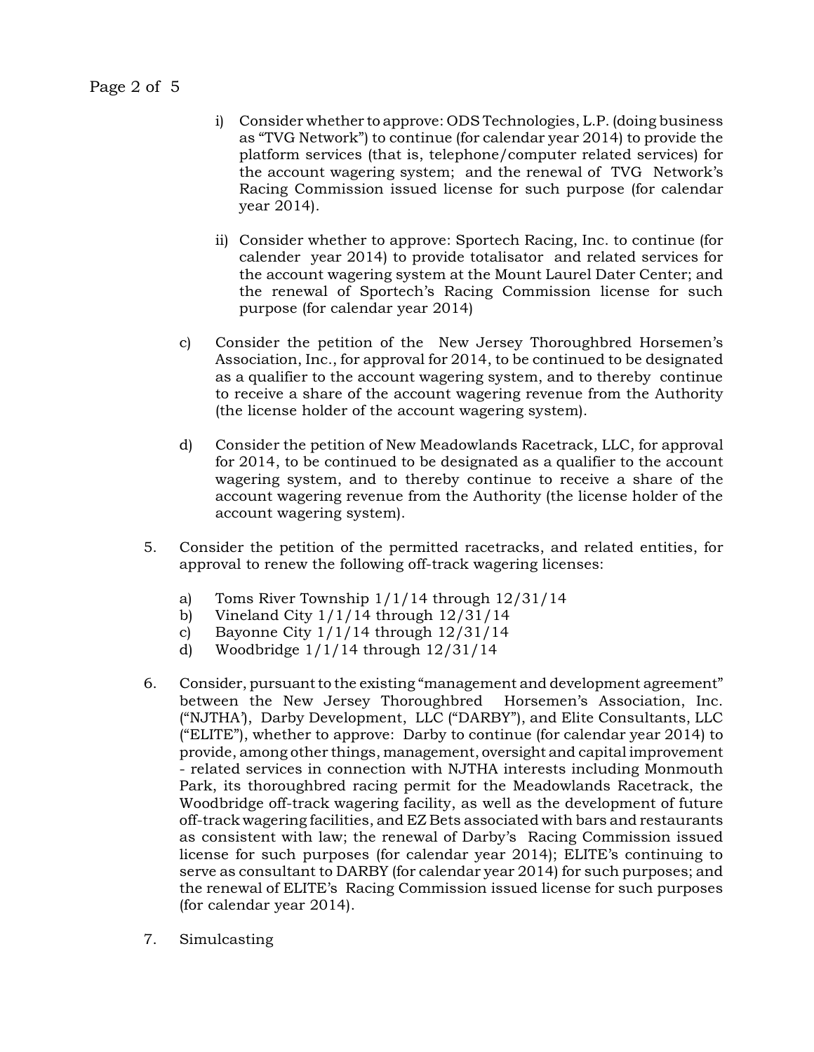i) Consider whether to approve: ODS Technologies, L.P. (doing business as "TVG Network") to continue (for calendar year 2014) to provide the platform services (that is, telephone/computer related services) for the account wagering system; and the renewal of TVG Network's Racing Commission issued license for such purpose (for calendar year 2014).

ii) Consider whether to approve: Sportech Racing, Inc. to continue (for calender year 2014) to provide totalisator and related services for the account wagering system at the Mount Laurel Dater Center; and the renewal of Sportech's Racing Commission license for such purpose (for calendar year 2014)

c) Consider the petition of the New Jersey Thoroughbred Horsemen's Association, Inc., for approval for 2014, to be continued to be designated as a qualifier to the account wagering system, and to thereby continue to receive a share of the account wagering revenue from the Authority (the license holder of the account wagering system).

d) Consider the petition of New Meadowlands Racetrack, LLC, for approval for 2014, to be continued to be designated as a qualifier to the account wagering system, and to thereby continue to receive a share of the account wagering revenue from the Authority (the license holder of the account wagering system).

5. Consider the petition of the permitted racetracks, and related entities, for approval to renew the following off-track wagering licenses:

   a) Toms River Township 1/1/14 through 12/31/14
   b) Vineland City 1/1/14 through 12/31/14
   c) Bayonne City 1/1/14 through 12/31/14
   d) Woodbridge 1/1/14 through 12/31/14

6. Consider, pursuant to the existing "management and development agreement" between the New Jersey Thoroughbred Horsemen's Association, Inc. ("NJTHA'), Darby Development, LLC ("DARBY"), and Elite Consultants, LLC ("ELITE"), whether to approve: Darby to continue (for calendar year 2014) to provide, among other things, management, oversight and capital improvement - related services in connection with NJTHA interests including Monmouth Park, its thoroughbred racing permit for the Meadowlands Racetrack, the Woodbridge off-track wagering facility, as well as the development of future off-track wagering facilities, and EZ Bets associated with bars and restaurants as consistent with law; the renewal of Darby's Racing Commission issued license for such purposes (for calendar year 2014); ELITE's continuing to serve as consultant to DARBY (for calendar year 2014) for such purposes; and the renewal of ELITE's Racing Commission issued license for such purposes (for calendar year 2014).

7. Simulcasting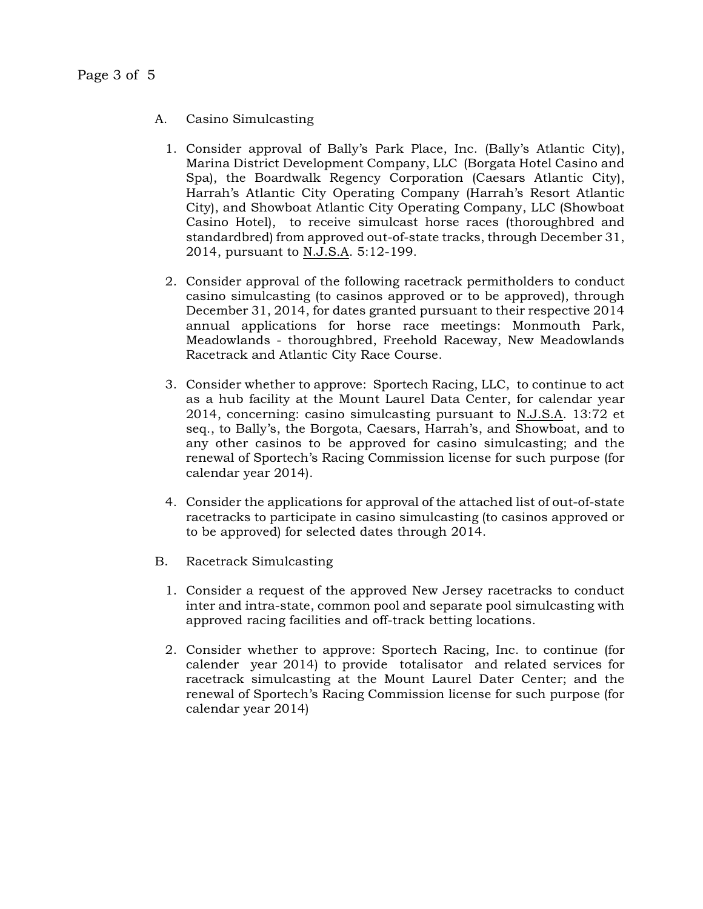A. Casino Simulcasting

1. Consider approval of Bally's Park Place, Inc. (Bally's Atlantic City), Marina District Development Company, LLC (Borgata Hotel Casino and Spa), the Boardwalk Regency Corporation (Caesars Atlantic City), Harrah's Atlantic City Operating Company (Harrah's Resort Atlantic City), and Showboat Atlantic City Operating Company, LLC (Showboat Casino Hotel), to receive simulcast horse races (thoroughbred and standardbred) from approved out-of-state tracks, through December 31, 2014, pursuant to N.J.S.A. 5:12-199.

2. Consider approval of the following racetrack permitholders to conduct casino simulcasting (to casinos approved or to be approved), through December 31, 2014, for dates granted pursuant to their respective 2014 annual applications for horse race meetings: Monmouth Park, Meadowlands - thoroughbred, Freehold Raceway, New Meadowlands Racetrack and Atlantic City Race Course.

3. Consider whether to approve: Sportech Racing, LLC, to continue to act as a hub facility at the Mount Laurel Data Center, for calendar year 2014, concerning: casino simulcasting pursuant to N.J.S.A. 13:72 et seq., to Bally's, the Borgota, Caesars, Harrah's, and Showboat, and to any other casinos to be approved for casino simulcasting; and the renewal of Sportech's Racing Commission license for such purpose (for calendar year 2014).

4. Consider the applications for approval of the attached list of out-of-state racetracks to participate in casino simulcasting (to casinos approved or to be approved) for selected dates through 2014.

B. Racetrack Simulcasting

1. Consider a request of the approved New Jersey racetracks to conduct inter and intra-state, common pool and separate pool simulcasting with approved racing facilities and off-track betting locations.

2. Consider whether to approve: Sportech Racing, Inc. to continue (for calender year 2014) to provide totalisator and related services for racetrack simulcasting at the Mount Laurel Dater Center; and the renewal of Sportech's Racing Commission license for such purpose (for calendar year 2014)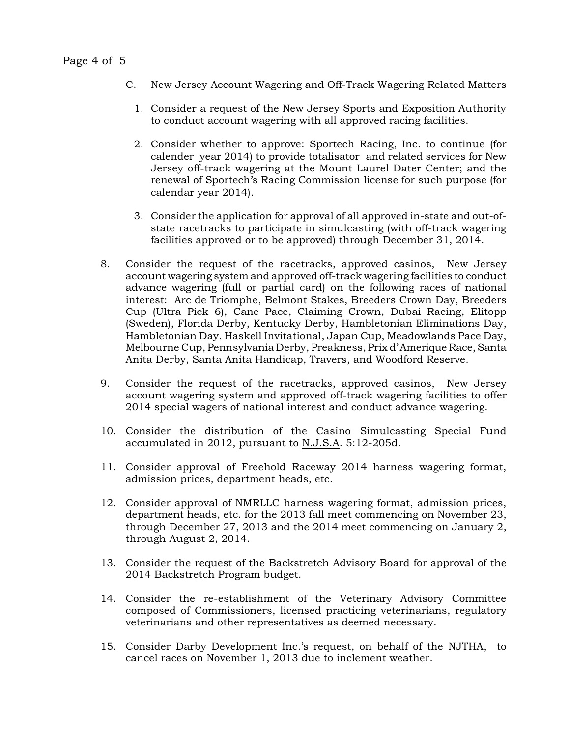C. New Jersey Account Wagering and Off-Track Wagering Related Matters

1. Consider a request of the New Jersey Sports and Exposition Authority to conduct account wagering with all approved racing facilities.

2. Consider whether to approve: Sportech Racing, Inc. to continue (for calender year 2014) to provide totalisator and related services for New Jersey off-track wagering at the Mount Laurel Dater Center; and the renewal of Sportech's Racing Commission license for such purpose (for calendar year 2014).

3. Consider the application for approval of all approved in-state and out-of-state racetracks to participate in simulcasting (with off-track wagering facilities approved or to be approved) through December 31, 2014.

8. Consider the request of the racetracks, approved casinos, New Jersey account wagering system and approved off-track wagering facilities to conduct advance wagering (full or partial card) on the following races of national interest: Arc de Triomphe, Belmont Stakes, Breeders Crown Day, Breeders Cup (Ultra Pick 6), Cane Pace, Claiming Crown, Dubai Racing, Elitopp (Sweden), Florida Derby, Kentucky Derby, Hambletonian Eliminations Day, Hambletonian Day, Haskell Invitational, Japan Cup, Meadowlands Pace Day, Melbourne Cup, Pennsylvania Derby, Preakness, Prix d'Amerique Race, Santa Anita Derby, Santa Anita Handicap, Travers, and Woodford Reserve.

9. Consider the request of the racetracks, approved casinos, New Jersey account wagering system and approved off-track wagering facilities to offer 2014 special wagers of national interest and conduct advance wagering.

10. Consider the distribution of the Casino Simulcasting Special Fund accumulated in 2012, pursuant to N.J.S.A. 5:12-205d.

11. Consider approval of Freehold Raceway 2014 harness wagering format, admission prices, department heads, etc.

12. Consider approval of NMRLLC harness wagering format, admission prices, department heads, etc. for the 2013 fall meet commencing on November 23, through December 27, 2013 and the 2014 meet commencing on January 2, through August 2, 2014.

13. Consider the request of the Backstretch Advisory Board for approval of the 2014 Backstretch Program budget.

14. Consider the re-establishment of the Veterinary Advisory Committee composed of Commissioners, licensed practicing veterinarians, regulatory veterinarians and other representatives as deemed necessary.

15. Consider Darby Development Inc.'s request, on behalf of the NJTHA, to cancel races on November 1, 2013 due to inclement weather.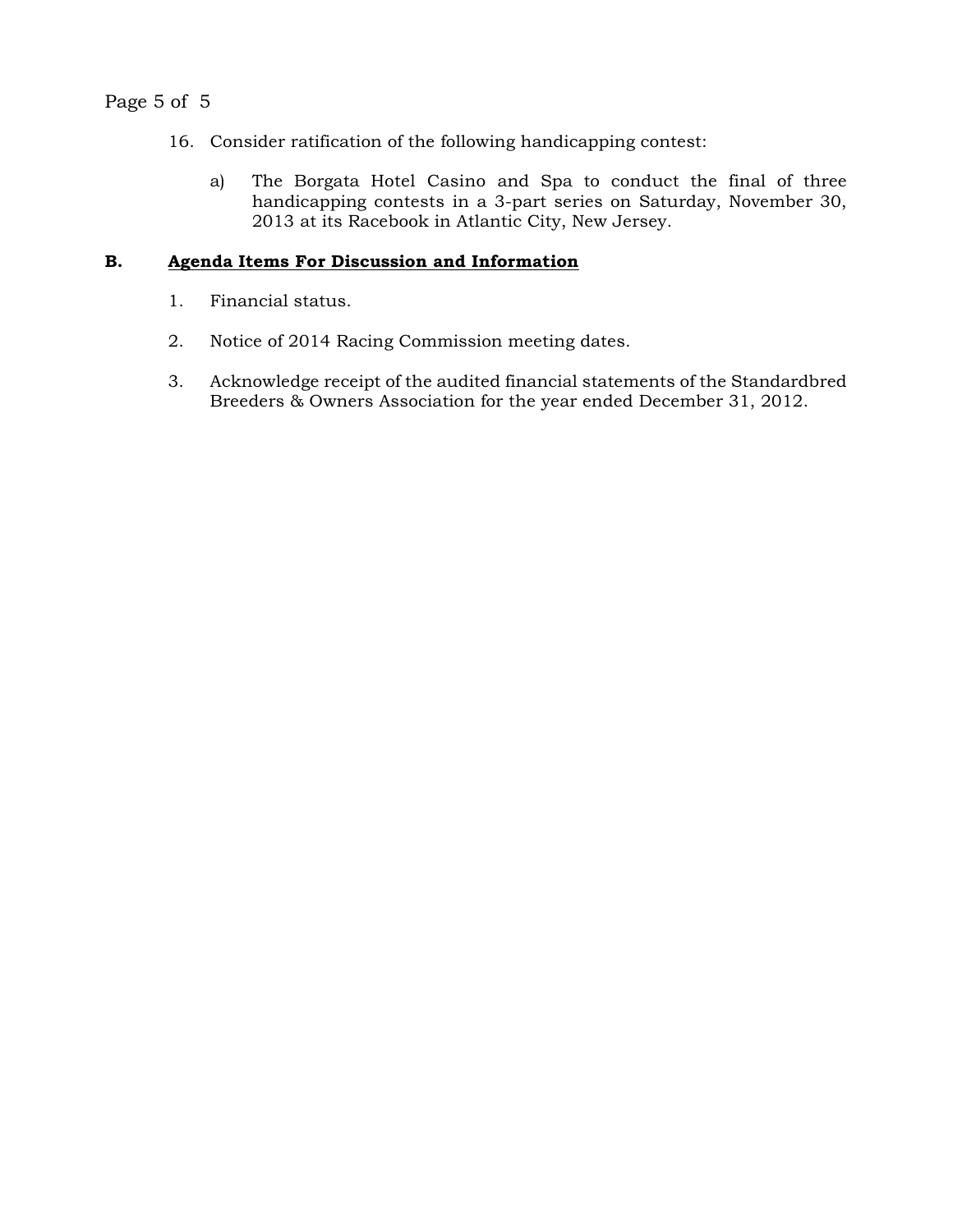16. Consider ratification of the following handicapping contest:

    a) The Borgata Hotel Casino and Spa to conduct the final of three handicapping contests in a 3-part series on Saturday, November 30, 2013 at its Racebook in Atlantic City, New Jersey.

**B. <u>Agenda Items For Discussion and Information</u>**

1. Financial status.
2. Notice of 2014 Racing Commission meeting dates.
3. Acknowledge receipt of the audited financial statements of the Standardbred Breeders & Owners Association for the year ended December 31, 2012.